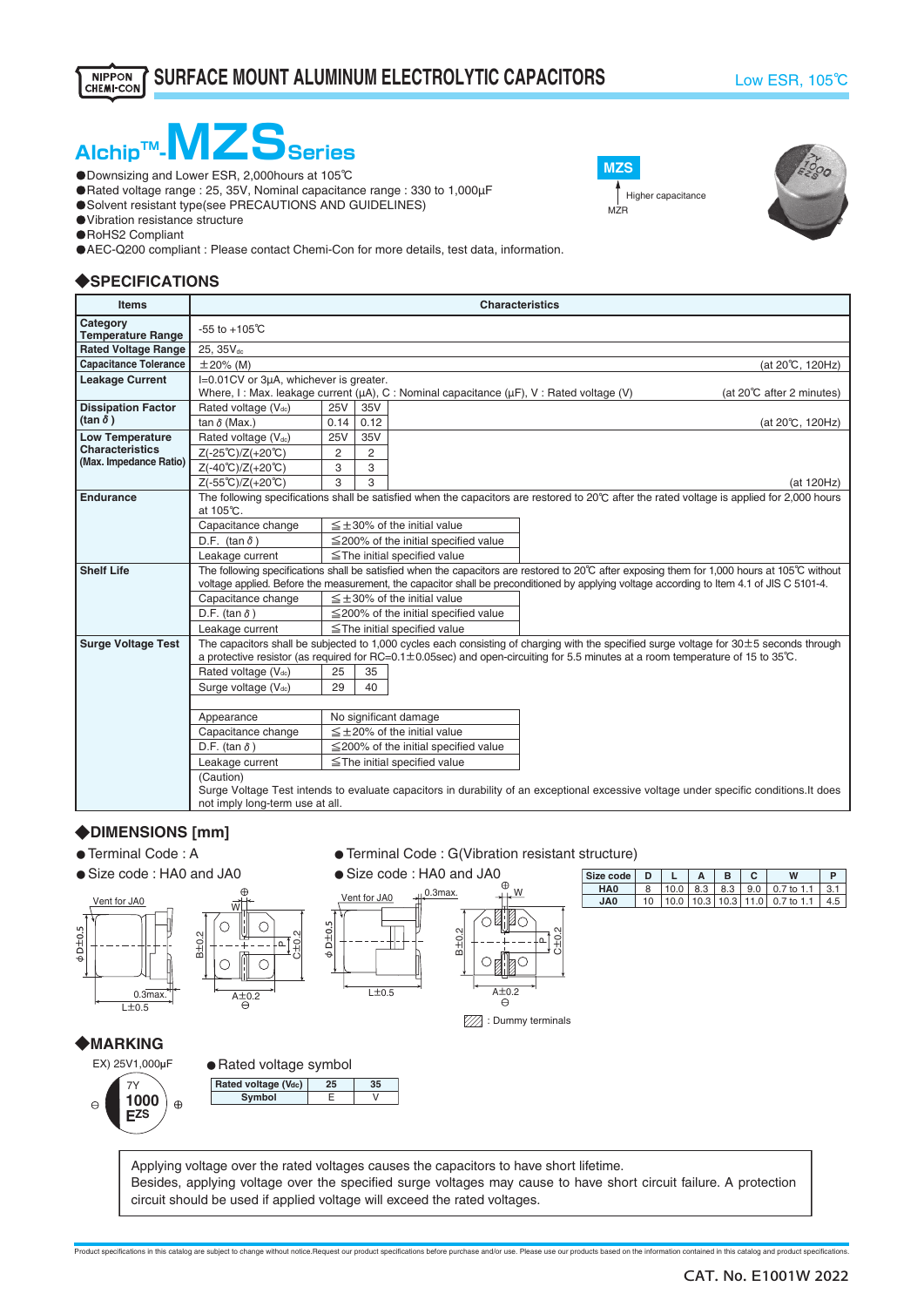SURFACE MOUNT ALUMINUM ELECTROLYTIC CAPACITORS

Low ESR, 105℃

# Alchip™-MZS Series

- Downsizing and Lower ESR, 2,000hours at 105℃
- Rated voltage range : 25, 35V, Nominal capacitance range : 330 to 1,000µF
- Solvent resistant type(see PRECAUTIONS AND GUIDELINES)
- Vibration resistance structure
- RoHS2 Compliant
- AEC-Q200 compliant : Please contact Chemi-Con for more details, test data, information.

MZS ↑ Higher capacitance MZR

## ◆SPECIFICATIONS

| Items | Characteristics |
|---|---|
| Category Temperature Range | -55 to +105℃ |
| Rated Voltage Range | 25, 35$V_{dc}$ |
| Capacitance Tolerance | ±20% (M) (at 20℃, 120Hz) |
| Leakage Current | I=0.01CV or 3µA, whichever is greater.<br>Where, I : Max. leakage current (µA), C : Nominal capacitance (µF), V : Rated voltage (V) (at 20℃ after 2 minutes) |
| Dissipation Factor (tan δ) | Rated voltage ($V_{dc}$): 25V / 35V<br>tan δ (Max.): 0.14 / 0.12 (at 20℃, 120Hz) |
| Low Temperature Characteristics (Max. Impedance Ratio) | Rated voltage ($V_{dc}$): 25V / 35V<br>Z(-25℃)/Z(+20℃): 2 / 2<br>Z(-40℃)/Z(+20℃): 3 / 3<br>Z(-55℃)/Z(+20℃): 3 / 3 (at 120Hz) |
| Endurance | The following specifications shall be satisfied when the capacitors are restored to 20℃ after the rated voltage is applied for 2,000 hours at 105℃.<br>Capacitance change: ≦±30% of the initial value<br>D.F. (tan δ): ≦200% of the initial specified value<br>Leakage current: ≦The initial specified value |
| Shelf Life | The following specifications shall be satisfied when the capacitors are restored to 20℃ after exposing them for 1,000 hours at 105℃ without voltage applied. Before the measurement, the capacitor shall be preconditioned by applying voltage according to Item 4.1 of JIS C 5101-4.<br>Capacitance change: ≦±30% of the initial value<br>D.F. (tan δ): ≦200% of the initial specified value<br>Leakage current: ≦The initial specified value |
| Surge Voltage Test | The capacitors shall be subjected to 1,000 cycles each consisting of charging with the specified surge voltage for 30±5 seconds through a protective resistor (as required for RC=0.1±0.05sec) and open-circuiting for 5.5 minutes at a room temperature of 15 to 35℃.<br>Rated voltage ($V_{dc}$): 25 / 35<br>Surge voltage ($V_{dc}$): 29 / 40<br><br>Appearance: No significant damage<br>Capacitance change: ≦±20% of the initial value<br>D.F. (tan δ): ≦200% of the initial specified value<br>Leakage current: ≦The initial specified value<br>(Caution)<br>Surge Voltage Test intends to evaluate capacitors in durability of an exceptional excessive voltage under specific conditions.It does not imply long-term use at all. |

## ◆DIMENSIONS [mm]

- Terminal Code : A
- Size code : HA0 and JA0

- Terminal Code : G(Vibration resistant structure)
- Size code : HA0 and JA0

Vent for JA0, 0.3max., φD±0.5, L±0.5, W, B±0.2, C±0.2, P, A±0.2, ⊕, ⊖

▨ : Dummy terminals

| Size code | D | L | A | B | C | W | P |
|---|---|---|---|---|---|---|---|
| HA0 | 8 | 10.0 | 8.3 | 8.3 | 9.0 | 0.7 to 1.1 | 3.1 |
| JA0 | 10 | 10.0 | 10.3 | 10.3 | 11.0 | 0.7 to 1.1 | 4.5 |

## ◆MARKING

EX) 25V1,000µF

7Y
1000
EZS
⊖ ⊕

- Rated voltage symbol

| Rated voltage ($V_{dc}$) | 25 | 35 |
|---|---|---|
| Symbol | E | V |

Applying voltage over the rated voltages causes the capacitors to have short lifetime.
Besides, applying voltage over the specified surge voltages may cause to have short circuit failure. A protection circuit should be used if applied voltage will exceed the rated voltages.

Product specifications in this catalog are subject to change without notice.Request our product specifications before purchase and/or use. Please use our products based on the information contained in this catalog and product specifications.

CAT. No. E1001W 2022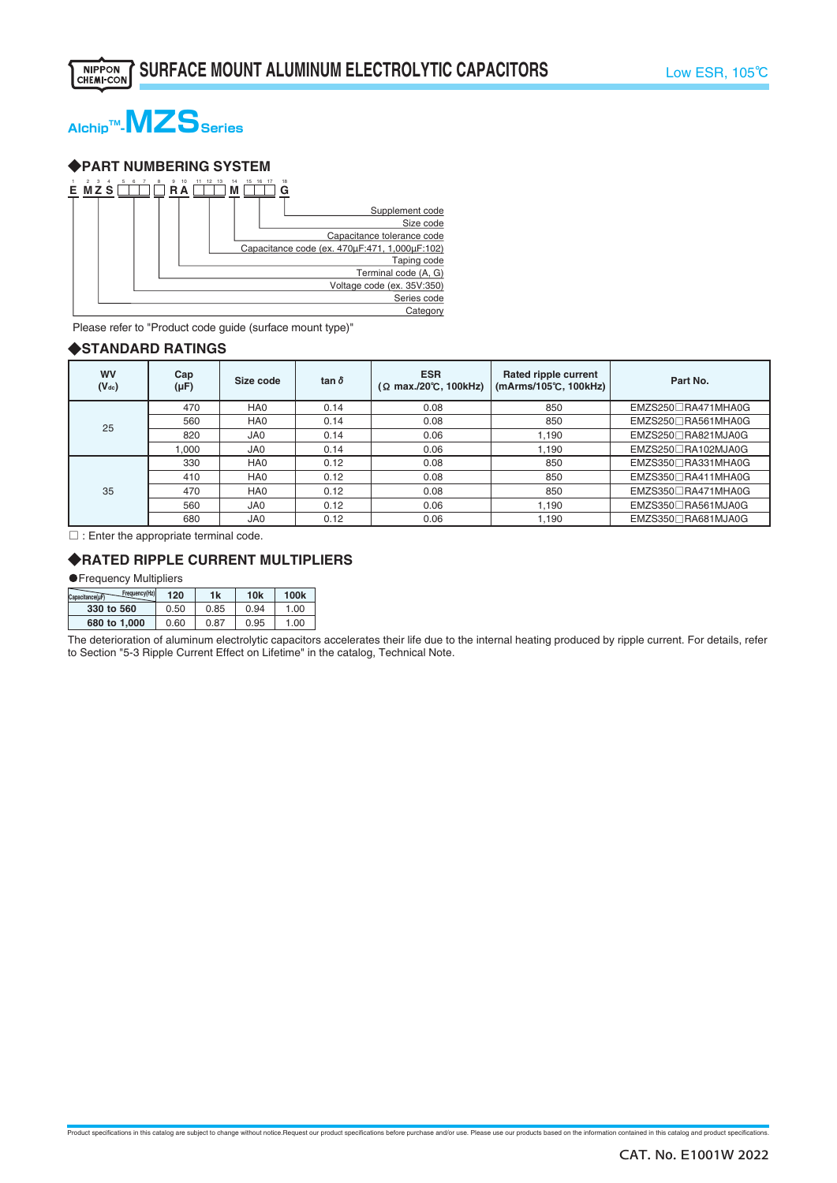# SURFACE MOUNT ALUMINUM ELECTROLYTIC CAPACITORS

Low ESR, 105℃

## Alchip™-MZS Series

### ◆PART NUMBERING SYSTEM

E M Z S □□□ □ R A □□□ M □□□ G

- Supplement code
- Size code
- Capacitance tolerance code
- Capacitance code (ex. 470μF:471, 1,000μF:102)
- Taping code
- Terminal code (A, G)
- Voltage code (ex. 35V:350)
- Series code
- Category

Please refer to "Product code guide (surface mount type)"

### ◆STANDARD RATINGS

| WV (Vdc) | Cap (μF) | Size code | tan δ | ESR (Ω max./20℃, 100kHz) | Rated ripple current (mArms/105℃, 100kHz) | Part No. |
|---|---|---|---|---|---|---|
| 25 | 470 | HA0 | 0.14 | 0.08 | 850 | EMZS250□RA471MHA0G |
| | 560 | HA0 | 0.14 | 0.08 | 850 | EMZS250□RA561MHA0G |
| | 820 | JA0 | 0.14 | 0.06 | 1,190 | EMZS250□RA821MJA0G |
| | 1,000 | JA0 | 0.14 | 0.06 | 1,190 | EMZS250□RA102MJA0G |
| 35 | 330 | HA0 | 0.12 | 0.08 | 850 | EMZS350□RA331MHA0G |
| | 410 | HA0 | 0.12 | 0.08 | 850 | EMZS350□RA411MHA0G |
| | 470 | HA0 | 0.12 | 0.08 | 850 | EMZS350□RA471MHA0G |
| | 560 | JA0 | 0.12 | 0.06 | 1,190 | EMZS350□RA561MJA0G |
| | 680 | JA0 | 0.12 | 0.06 | 1,190 | EMZS350□RA681MJA0G |

□ : Enter the appropriate terminal code.

### ◆RATED RIPPLE CURRENT MULTIPLIERS

●Frequency Multipliers

| Capacitance(μF) \ Frequency(Hz) | 120 | 1k | 10k | 100k |
|---|---|---|---|---|
| 330 to 560 | 0.50 | 0.85 | 0.94 | 1.00 |
| 680 to 1,000 | 0.60 | 0.87 | 0.95 | 1.00 |

The deterioration of aluminum electrolytic capacitors accelerates their life due to the internal heating produced by ripple current. For details, refer to Section "5-3 Ripple Current Effect on Lifetime" in the catalog, Technical Note.

Product specifications in this catalog are subject to change without notice.Request our product specifications before purchase and/or use. Please use our products based on the information contained in this catalog and product specifications.

CAT. No. E1001W 2022